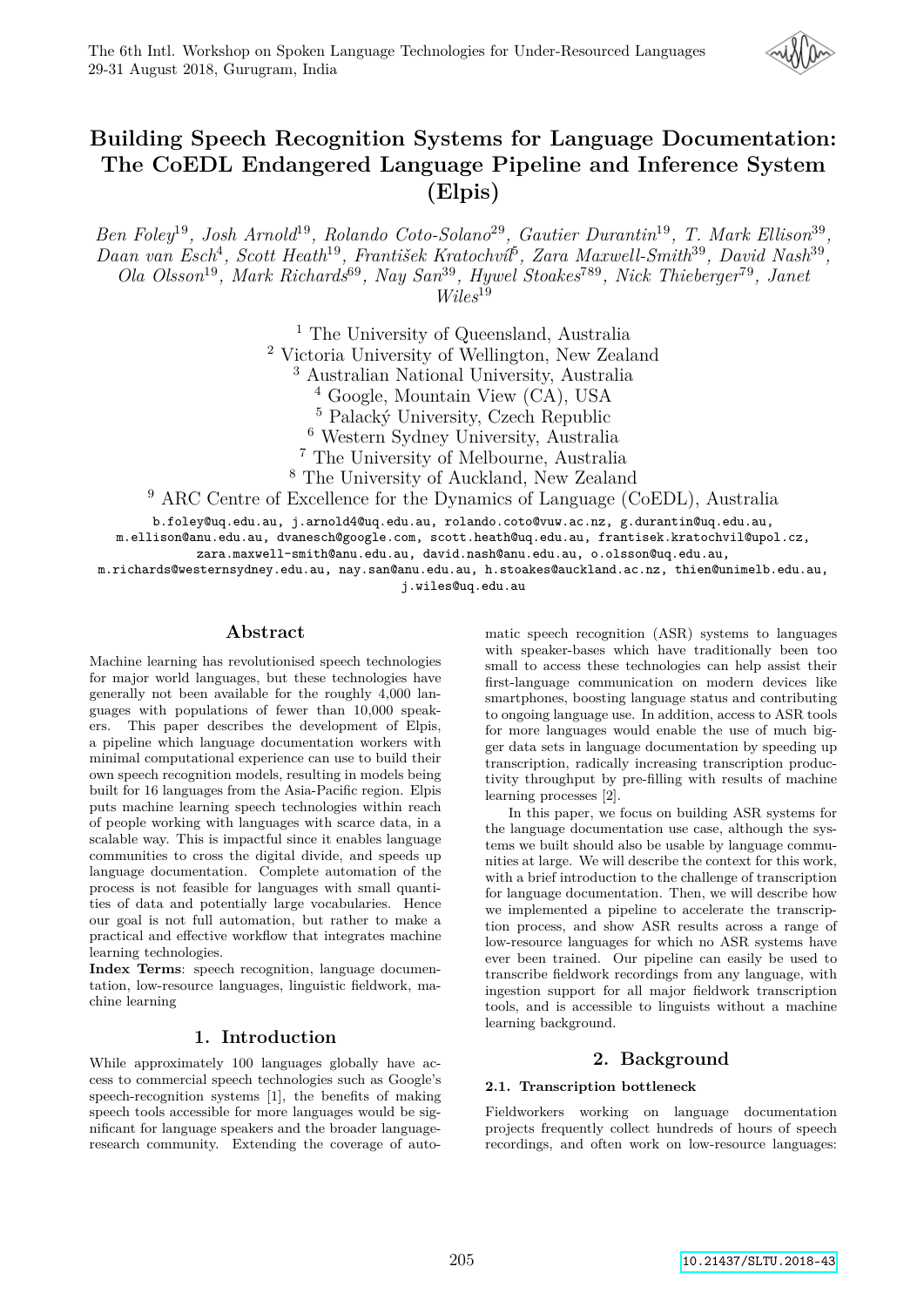# Building Speech Recognition Systems for Language Documentation: The CoEDL Endangered Language Pipeline and Inference System (Elpis)

*Ben Foley*[1,9], *Josh Arnold*[1,9], *Rolando Coto-Solano*[2,9], *Gautier Durantin*[1,9], *T. Mark Ellison*[3,9], *Daan van Esch*[4], *Scott Heath*[1,9], *František Kratochvíl*[5], *Zara Maxwell-Smith*[3,9], *David Nash*[3,9], *Ola Olsson*[1,9], *Mark Richards*[6,9], *Nay San*[3,9], *Hywel Stoakes*[7,8,9], *Nick Thieberger*[7,9], *Janet Wiles*[1,9]

[1] The University of Queensland, Australia
[2] Victoria University of Wellington, New Zealand
[3] Australian National University, Australia
[4] Google, Mountain View (CA), USA
[5] Palacký University, Czech Republic
[6] Western Sydney University, Australia
[7] The University of Melbourne, Australia
[8] The University of Auckland, New Zealand
[9] ARC Centre of Excellence for the Dynamics of Language (CoEDL), Australia

b.foley@uq.edu.au, j.arnold4@uq.edu.au, rolando.coto@vuw.ac.nz, g.durantin@uq.edu.au, m.ellison@anu.edu.au, dvanesch@google.com, scott.heath@uq.edu.au, frantisek.kratochvil@upol.cz, zara.maxwell-smith@anu.edu.au, david.nash@anu.edu.au, o.olsson@uq.edu.au, m.richards@westernsydney.edu.au, nay.san@anu.edu.au, h.stoakes@auckland.ac.nz, thien@unimelb.edu.au, j.wiles@uq.edu.au

## Abstract

Machine learning has revolutionised speech technologies for major world languages, but these technologies have generally not been available for the roughly 4,000 languages with populations of fewer than 10,000 speakers. This paper describes the development of Elpis, a pipeline which language documentation workers with minimal computational experience can use to build their own speech recognition models, resulting in models being built for 16 languages from the Asia-Pacific region. Elpis puts machine learning speech technologies within reach of people working with languages with scarce data, in a scalable way. This is impactful since it enables language communities to cross the digital divide, and speeds up language documentation. Complete automation of the process is not feasible for languages with small quantities of data and potentially large vocabularies. Hence our goal is not full automation, but rather to make a practical and effective workflow that integrates machine learning technologies.

**Index Terms**: speech recognition, language documentation, low-resource languages, linguistic fieldwork, machine learning

## 1. Introduction

While approximately 100 languages globally have access to commercial speech technologies such as Google's speech-recognition systems [1], the benefits of making speech tools accessible for more languages would be significant for language speakers and the broader language-research community. Extending the coverage of automatic speech recognition (ASR) systems to languages with speaker-bases which have traditionally been too small to access these technologies can help assist their first-language communication on modern devices like smartphones, boosting language status and contributing to ongoing language use. In addition, access to ASR tools for more languages would enable the use of much bigger data sets in language documentation by speeding up transcription, radically increasing transcription productivity throughput by pre-filling with results of machine learning processes [2].

In this paper, we focus on building ASR systems for the language documentation use case, although the systems we built should also be usable by language communities at large. We will describe the context for this work, with a brief introduction to the challenge of transcription for language documentation. Then, we will describe how we implemented a pipeline to accelerate the transcription process, and show ASR results across a range of low-resource languages for which no ASR systems have ever been trained. Our pipeline can easily be used to transcribe fieldwork recordings from any language, with ingestion support for all major fieldwork transcription tools, and is accessible to linguists without a machine learning background.

## 2. Background

### 2.1. Transcription bottleneck

Fieldworkers working on language documentation projects frequently collect hundreds of hours of speech recordings, and often work on low-resource languages: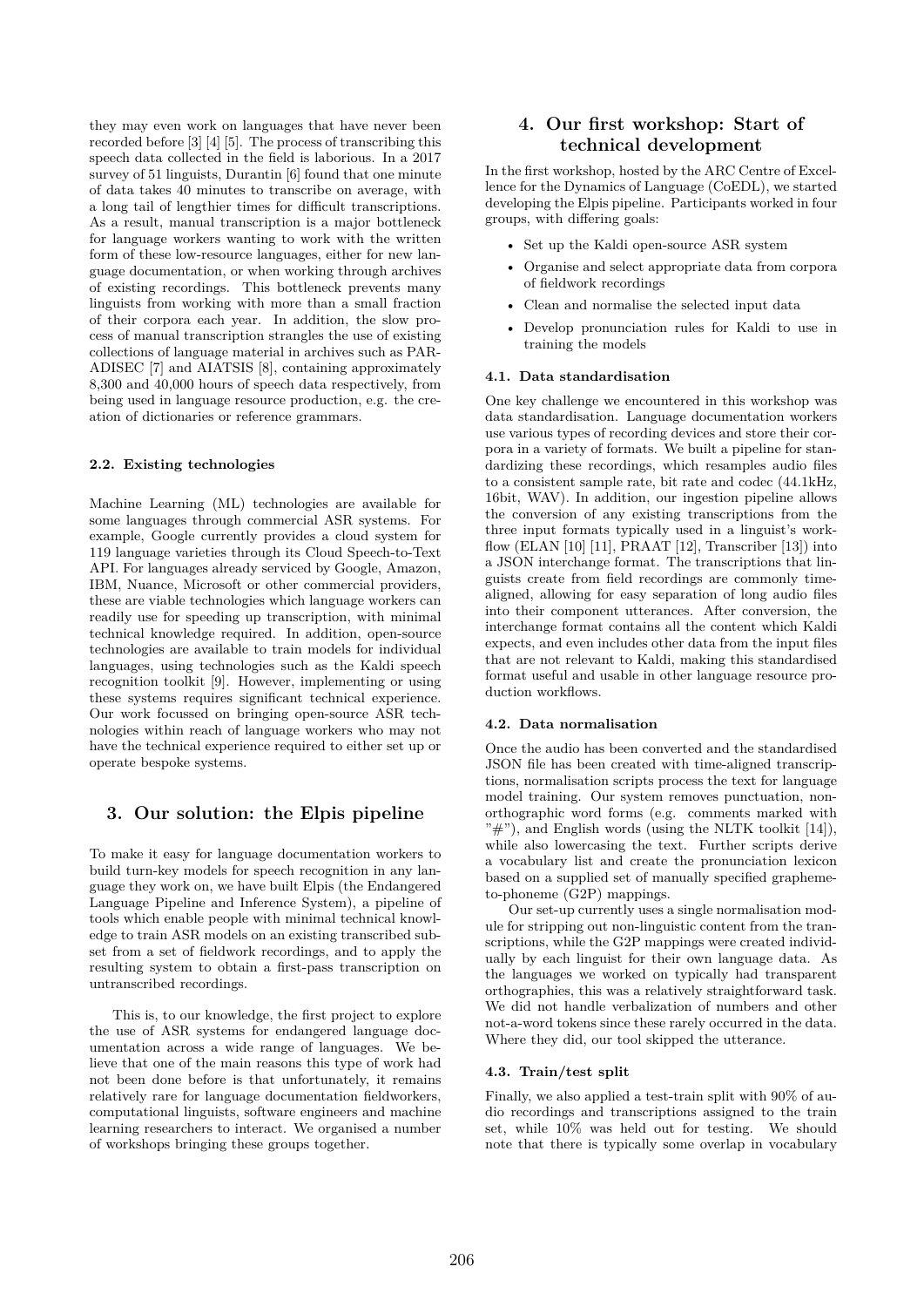they may even work on languages that have never been recorded before [3] [4] [5]. The process of transcribing this speech data collected in the field is laborious. In a 2017 survey of 51 linguists, Durantin [6] found that one minute of data takes 40 minutes to transcribe on average, with a long tail of lengthier times for difficult transcriptions. As a result, manual transcription is a major bottleneck for language workers wanting to work with the written form of these low-resource languages, either for new language documentation, or when working through archives of existing recordings. This bottleneck prevents many linguists from working with more than a small fraction of their corpora each year. In addition, the slow process of manual transcription strangles the use of existing collections of language material in archives such as PARADISEC [7] and AIATSIS [8], containing approximately 8,300 and 40,000 hours of speech data respectively, from being used in language resource production, e.g. the creation of dictionaries or reference grammars.

#### 2.2. Existing technologies

Machine Learning (ML) technologies are available for some languages through commercial ASR systems. For example, Google currently provides a cloud system for 119 language varieties through its Cloud Speech-to-Text API. For languages already serviced by Google, Amazon, IBM, Nuance, Microsoft or other commercial providers, these are viable technologies which language workers can readily use for speeding up transcription, with minimal technical knowledge required. In addition, open-source technologies are available to train models for individual languages, using technologies such as the Kaldi speech recognition toolkit [9]. However, implementing or using these systems requires significant technical experience. Our work focussed on bringing open-source ASR technologies within reach of language workers who may not have the technical experience required to either set up or operate bespoke systems.

## 3. Our solution: the Elpis pipeline

To make it easy for language documentation workers to build turn-key models for speech recognition in any language they work on, we have built Elpis (the Endangered Language Pipeline and Inference System), a pipeline of tools which enable people with minimal technical knowledge to train ASR models on an existing transcribed subset from a set of fieldwork recordings, and to apply the resulting system to obtain a first-pass transcription on untranscribed recordings.

This is, to our knowledge, the first project to explore the use of ASR systems for endangered language documentation across a wide range of languages. We believe that one of the main reasons this type of work had not been done before is that unfortunately, it remains relatively rare for language documentation fieldworkers, computational linguists, software engineers and machine learning researchers to interact. We organised a number of workshops bringing these groups together.

## 4. Our first workshop: Start of technical development

In the first workshop, hosted by the ARC Centre of Excellence for the Dynamics of Language (CoEDL), we started developing the Elpis pipeline. Participants worked in four groups, with differing goals:

- Set up the Kaldi open-source ASR system
- Organise and select appropriate data from corpora of fieldwork recordings
- Clean and normalise the selected input data
- Develop pronunciation rules for Kaldi to use in training the models

#### 4.1. Data standardisation

One key challenge we encountered in this workshop was data standardisation. Language documentation workers use various types of recording devices and store their corpora in a variety of formats. We built a pipeline for standardizing these recordings, which resamples audio files to a consistent sample rate, bit rate and codec (44.1kHz, 16bit, WAV). In addition, our ingestion pipeline allows the conversion of any existing transcriptions from the three input formats typically used in a linguist's workflow (ELAN [10] [11], PRAAT [12], Transcriber [13]) into a JSON interchange format. The transcriptions that linguists create from field recordings are commonly time-aligned, allowing for easy separation of long audio files into their component utterances. After conversion, the interchange format contains all the content which Kaldi expects, and even includes other data from the input files that are not relevant to Kaldi, making this standardised format useful and usable in other language resource production workflows.

#### 4.2. Data normalisation

Once the audio has been converted and the standardised JSON file has been created with time-aligned transcriptions, normalisation scripts process the text for language model training. Our system removes punctuation, non-orthographic word forms (e.g. comments marked with "#"), and English words (using the NLTK toolkit [14]), while also lowercasing the text. Further scripts derive a vocabulary list and create the pronunciation lexicon based on a supplied set of manually specified grapheme-to-phoneme (G2P) mappings.

Our set-up currently uses a single normalisation module for stripping out non-linguistic content from the transcriptions, while the G2P mappings were created individually by each linguist for their own language data. As the languages we worked on typically had transparent orthographies, this was a relatively straightforward task. We did not handle verbalization of numbers and other not-a-word tokens since these rarely occurred in the data. Where they did, our tool skipped the utterance.

#### 4.3. Train/test split

Finally, we also applied a test-train split with 90% of audio recordings and transcriptions assigned to the train set, while 10% was held out for testing. We should note that there is typically some overlap in vocabulary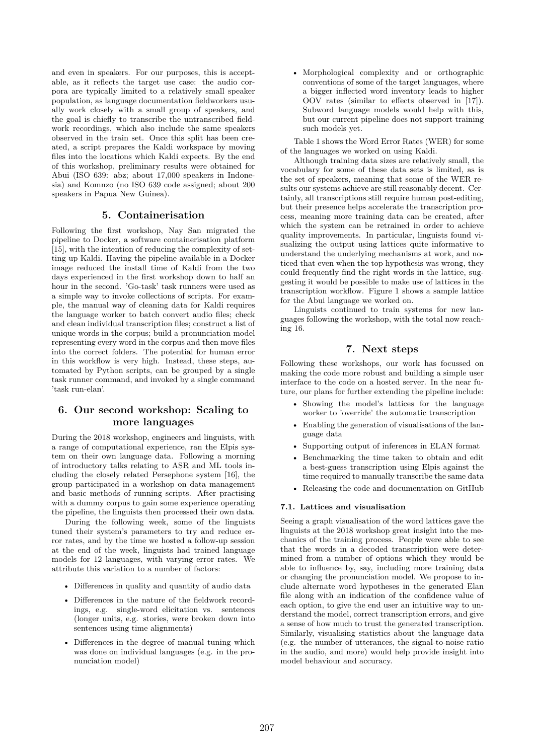and even in speakers. For our purposes, this is acceptable, as it reflects the target use case: the audio corpora are typically limited to a relatively small speaker population, as language documentation fieldworkers usually work closely with a small group of speakers, and the goal is chiefly to transcribe the untranscribed fieldwork recordings, which also include the same speakers observed in the train set. Once this split has been created, a script prepares the Kaldi workspace by moving files into the locations which Kaldi expects. By the end of this workshop, preliminary results were obtained for Abui (ISO 639: abz; about 17,000 speakers in Indonesia) and Komnzo (no ISO 639 code assigned; about 200 speakers in Papua New Guinea).

## 5. Containerisation

Following the first workshop, Nay San migrated the pipeline to Docker, a software containerisation platform [15], with the intention of reducing the complexity of setting up Kaldi. Having the pipeline available in a Docker image reduced the install time of Kaldi from the two days experienced in the first workshop down to half an hour in the second. 'Go-task' task runners were used as a simple way to invoke collections of scripts. For example, the manual way of cleaning data for Kaldi requires the language worker to batch convert audio files; check and clean individual transcription files; construct a list of unique words in the corpus; build a pronunciation model representing every word in the corpus and then move files into the correct folders. The potential for human error in this workflow is very high. Instead, these steps, automated by Python scripts, can be grouped by a single task runner command, and invoked by a single command 'task run-elan'.

## 6. Our second workshop: Scaling to more languages

During the 2018 workshop, engineers and linguists, with a range of computational experience, ran the Elpis system on their own language data. Following a morning of introductory talks relating to ASR and ML tools including the closely related Persephone system [16], the group participated in a workshop on data management and basic methods of running scripts. After practising with a dummy corpus to gain some experience operating the pipeline, the linguists then processed their own data.

During the following week, some of the linguists tuned their system's parameters to try and reduce error rates, and by the time we hosted a follow-up session at the end of the week, linguists had trained language models for 12 languages, with varying error rates. We attribute this variation to a number of factors:

- Differences in quality and quantity of audio data
- Differences in the nature of the fieldwork recordings, e.g. single-word elicitation vs. sentences (longer units, e.g. stories, were broken down into sentences using time alignments)
- Differences in the degree of manual tuning which was done on individual languages (e.g. in the pronunciation model)
- Morphological complexity and or orthographic conventions of some of the target languages, where a bigger inflected word inventory leads to higher OOV rates (similar to effects observed in [17]). Subword language models would help with this, but our current pipeline does not support training such models yet.

Table 1 shows the Word Error Rates (WER) for some of the languages we worked on using Kaldi.

Although training data sizes are relatively small, the vocabulary for some of these data sets is limited, as is the set of speakers, meaning that some of the WER results our systems achieve are still reasonably decent. Certainly, all transcriptions still require human post-editing, but their presence helps accelerate the transcription process, meaning more training data can be created, after which the system can be retrained in order to achieve quality improvements. In particular, linguists found visualizing the output using lattices quite informative to understand the underlying mechanisms at work, and noticed that even when the top hypothesis was wrong, they could frequently find the right words in the lattice, suggesting it would be possible to make use of lattices in the transcription workflow. Figure 1 shows a sample lattice for the Abui language we worked on.

Linguists continued to train systems for new languages following the workshop, with the total now reaching 16.

## 7. Next steps

Following these workshops, our work has focussed on making the code more robust and building a simple user interface to the code on a hosted server. In the near future, our plans for further extending the pipeline include:

- Showing the model's lattices for the language worker to 'override' the automatic transcription
- Enabling the generation of visualisations of the language data
- Supporting output of inferences in ELAN format
- Benchmarking the time taken to obtain and edit a best-guess transcription using Elpis against the time required to manually transcribe the same data
- Releasing the code and documentation on GitHub

### 7.1. Lattices and visualisation

Seeing a graph visualisation of the word lattices gave the linguists at the 2018 workshop great insight into the mechanics of the training process. People were able to see that the words in a decoded transcription were determined from a number of options which they would be able to influence by, say, including more training data or changing the pronunciation model. We propose to include alternate word hypotheses in the generated Elan file along with an indication of the confidence value of each option, to give the end user an intuitive way to understand the model, correct transcription errors, and give a sense of how much to trust the generated transcription. Similarly, visualising statistics about the language data (e.g. the number of utterances, the signal-to-noise ratio in the audio, and more) would help provide insight into model behaviour and accuracy.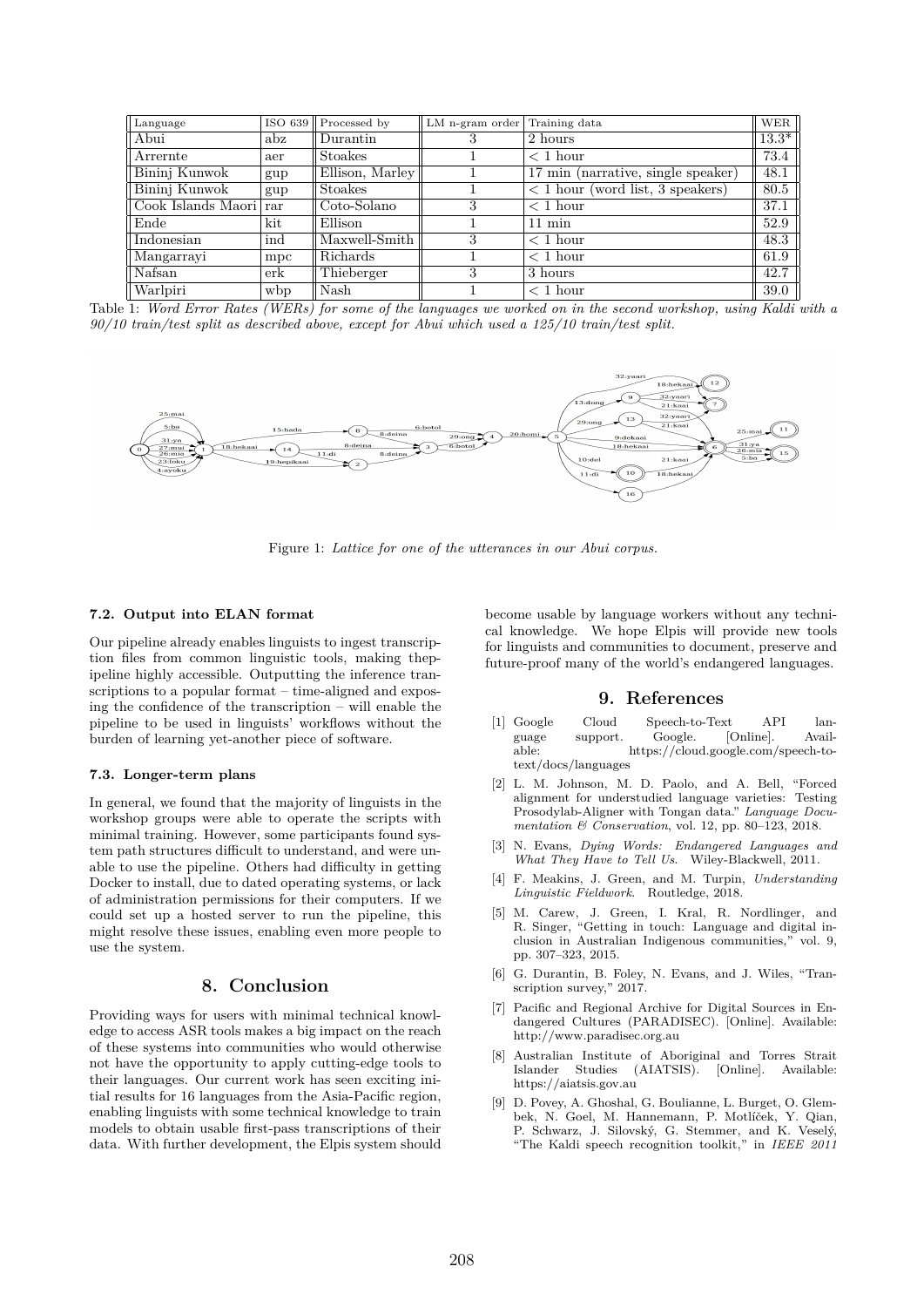| Language | ISO 639 | Processed by | LM n-gram order | Training data | WER |
|---|---|---|---|---|---|
| Abui | abz | Durantin | 3 | 2 hours | 13.3* |
| Arrernte | aer | Stoakes | 1 | < 1 hour | 73.4 |
| Bininj Kunwok | gup | Ellison, Marley | 1 | 17 min (narrative, single speaker) | 48.1 |
| Bininj Kunwok | gup | Stoakes | 1 | < 1 hour (word list, 3 speakers) | 80.5 |
| Cook Islands Maori | rar | Coto-Solano | 3 | < 1 hour | 37.1 |
| Ende | kit | Ellison | 1 | 11 min | 52.9 |
| Indonesian | ind | Maxwell-Smith | 3 | < 1 hour | 48.3 |
| Mangarrayi | mpc | Richards | 1 | < 1 hour | 61.9 |
| Nafsan | erk | Thieberger | 3 | 3 hours | 42.7 |
| Warlpiri | wbp | Nash | 1 | < 1 hour | 39.0 |

Table 1: *Word Error Rates (WERs) for some of the languages we worked on in the second workshop, using Kaldi with a 90/10 train/test split as described above, except for Abui which used a 125/10 train/test split.*

Figure 1: *Lattice for one of the utterances in our Abui corpus.*

### 7.2. Output into ELAN format

Our pipeline already enables linguists to ingest transcription files from common linguistic tools, making thepipeline highly accessible. Outputting the inference transcriptions to a popular format – time-aligned and exposing the confidence of the transcription – will enable the pipeline to be used in linguists' workflows without the burden of learning yet-another piece of software.

### 7.3. Longer-term plans

In general, we found that the majority of linguists in the workshop groups were able to operate the scripts with minimal training. However, some participants found system path structures difficult to understand, and were unable to use the pipeline. Others had difficulty in getting Docker to install, due to dated operating systems, or lack of administration permissions for their computers. If we could set up a hosted server to run the pipeline, this might resolve these issues, enabling even more people to use the system.

## 8. Conclusion

Providing ways for users with minimal technical knowledge to access ASR tools makes a big impact on the reach of these systems into communities who would otherwise not have the opportunity to apply cutting-edge tools to their languages. Our current work has seen exciting initial results for 16 languages from the Asia-Pacific region, enabling linguists with some technical knowledge to train models to obtain usable first-pass transcriptions of their data. With further development, the Elpis system should become usable by language workers without any technical knowledge. We hope Elpis will provide new tools for linguists and communities to document, preserve and future-proof many of the world's endangered languages.

## 9. References

[1] Google Cloud Speech-to-Text API language support. Google. [Online]. Available: https://cloud.google.com/speech-to-text/docs/languages

[2] L. M. Johnson, M. D. Paolo, and A. Bell, "Forced alignment for understudied language varieties: Testing Prosodylab-Aligner with Tongan data." *Language Documentation & Conservation*, vol. 12, pp. 80–123, 2018.

[3] N. Evans, *Dying Words: Endangered Languages and What They Have to Tell Us*. Wiley-Blackwell, 2011.

[4] F. Meakins, J. Green, and M. Turpin, *Understanding Linguistic Fieldwork*. Routledge, 2018.

[5] M. Carew, J. Green, I. Kral, R. Nordlinger, and R. Singer, "Getting in touch: Language and digital inclusion in Australian Indigenous communities," vol. 9, pp. 307–323, 2015.

[6] G. Durantin, B. Foley, N. Evans, and J. Wiles, "Transcription survey," 2017.

[7] Pacific and Regional Archive for Digital Sources in Endangered Cultures (PARADISEC). [Online]. Available: http://www.paradisec.org.au

[8] Australian Institute of Aboriginal and Torres Strait Islander Studies (AIATSIS). [Online]. Available: https://aiatsis.gov.au

[9] D. Povey, A. Ghoshal, G. Boulianne, L. Burget, O. Glembek, N. Goel, M. Hannemann, P. Motlíček, Y. Qian, P. Schwarz, J. Silovský, G. Stemmer, and K. Veselý, "The Kaldi speech recognition toolkit," in *IEEE 2011*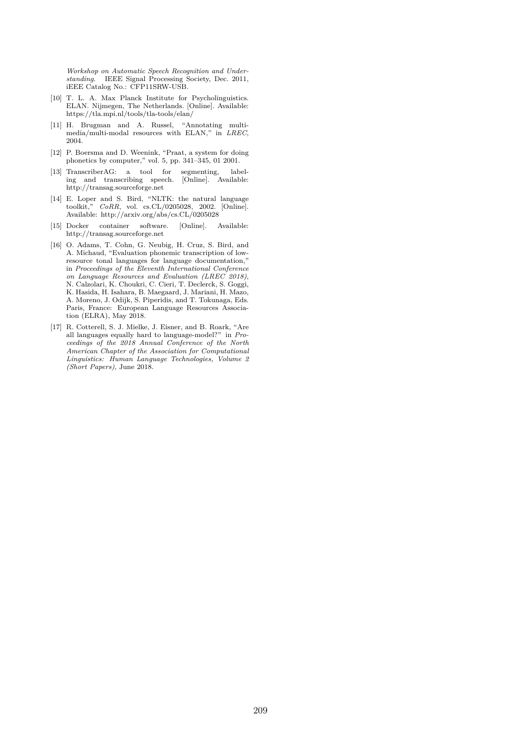*Workshop on Automatic Speech Recognition and Understanding*. IEEE Signal Processing Society, Dec. 2011, iEEE Catalog No.: CFP11SRW-USB.

[10] T. L. A. Max Planck Institute for Psycholinguistics. ELAN. Nijmegen, The Netherlands. [Online]. Available: https://tla.mpi.nl/tools/tla-tools/elan/

[11] H. Brugman and A. Russel, "Annotating multimedia/multi-modal resources with ELAN," in *LREC*, 2004.

[12] P. Boersma and D. Weenink, "Praat, a system for doing phonetics by computer," vol. 5, pp. 341–345, 01 2001.

[13] TranscriberAG: a tool for segmenting, labeling and transcribing speech. [Online]. Available: http://transag.sourceforge.net

[14] E. Loper and S. Bird, "NLTK: the natural language toolkit," *CoRR*, vol. cs.CL/0205028, 2002. [Online]. Available: http://arxiv.org/abs/cs.CL/0205028

[15] Docker container software. [Online]. Available: http://transag.sourceforge.net

[16] O. Adams, T. Cohn, G. Neubig, H. Cruz, S. Bird, and A. Michaud, "Evaluation phonemic transcription of low-resource tonal languages for language documentation," in *Proceedings of the Eleventh International Conference on Language Resources and Evaluation (LREC 2018)*, N. Calzolari, K. Choukri, C. Cieri, T. Declerck, S. Goggi, K. Hasida, H. Isahara, B. Maegaard, J. Mariani, H. Mazo, A. Moreno, J. Odijk, S. Piperidis, and T. Tokunaga, Eds. Paris, France: European Language Resources Association (ELRA), May 2018.

[17] R. Cotterell, S. J. Mielke, J. Eisner, and B. Roark, "Are all languages equally hard to language-model?" in *Proceedings of the 2018 Annual Conference of the North American Chapter of the Association for Computational Linguistics: Human Language Technologies, Volume 2 (Short Papers)*, June 2018.